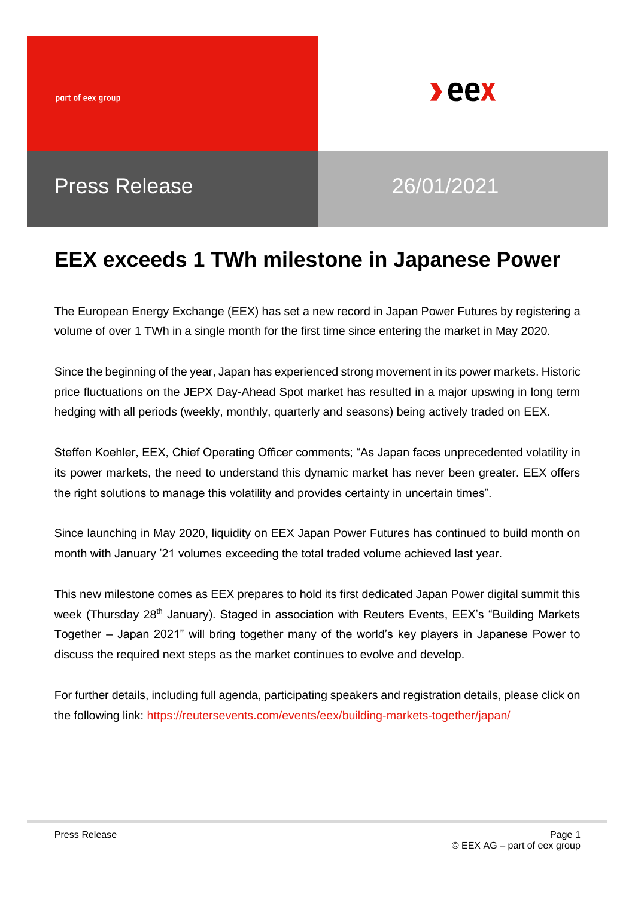part of eex group

Press Release

26/01/2021

# EEX exceeds 1 TWh milestone in Japanese Power

The European Energy Exchange (EEX) has set a new record in Japan Power Futures by registering a volume of over 1 TWh in a single month for the first time since entering the market in May 2020.

Since the beginning of the year, Japan has experienced strong movement in its power markets. Historic price fluctuations on the JEPX Day-Ahead Spot market has resulted in a major upswing in long term hedging with all periods (weekly, monthly, quarterly and seasons) being actively traded on EEX.

Steffen Koehler, EEX, Chief Operating Officer comments; "As Japan faces unprecedented volatility in its power markets, the need to understand this dynamic market has never been greater. EEX offers the right solutions to manage this volatility and provides certainty in uncertain times".

Since launching in May 2020, liquidity on EEX Japan Power Futures has continued to build month on month with January '21 volumes exceeding the total traded volume achieved last year.

This new milestone comes as EEX prepares to hold its first dedicated Japan Power digital summit this week (Thursday 28th January). Staged in association with Reuters Events, EEX's "Building Markets Together – Japan 2021" will bring together many of the world's key players in Japanese Power to discuss the required next steps as the market continues to evolve and develop.

For further details, including full agenda, participating speakers and registration details, please click on the following link: https://reutersevents.com/events/eex/building-markets-together/japan/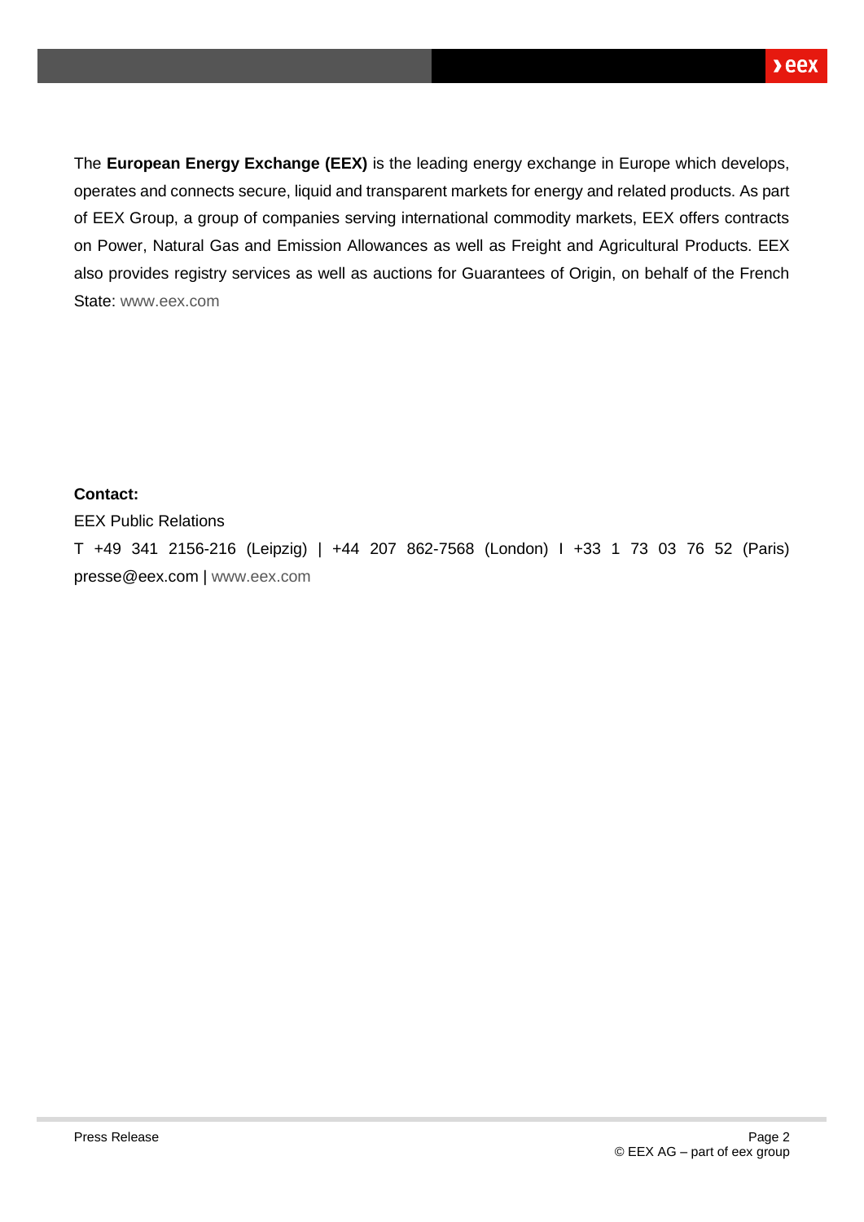The **European Energy Exchange (EEX)** is the leading energy exchange in Europe which develops, operates and connects secure, liquid and transparent markets for energy and related products. As part of EEX Group, a group of companies serving international commodity markets, EEX offers contracts on Power, Natural Gas and Emission Allowances as well as Freight and Agricultural Products. EEX also provides registry services as well as auctions for Guarantees of Origin, on behalf of the French State: www.eex.com

**Contact:**

EEX Public Relations

T +49 341 2156-216 (Leipzig) | +44 207 862-7568 (London) I +33 1 73 03 76 52 (Paris) presse@eex.com | www.eex.com